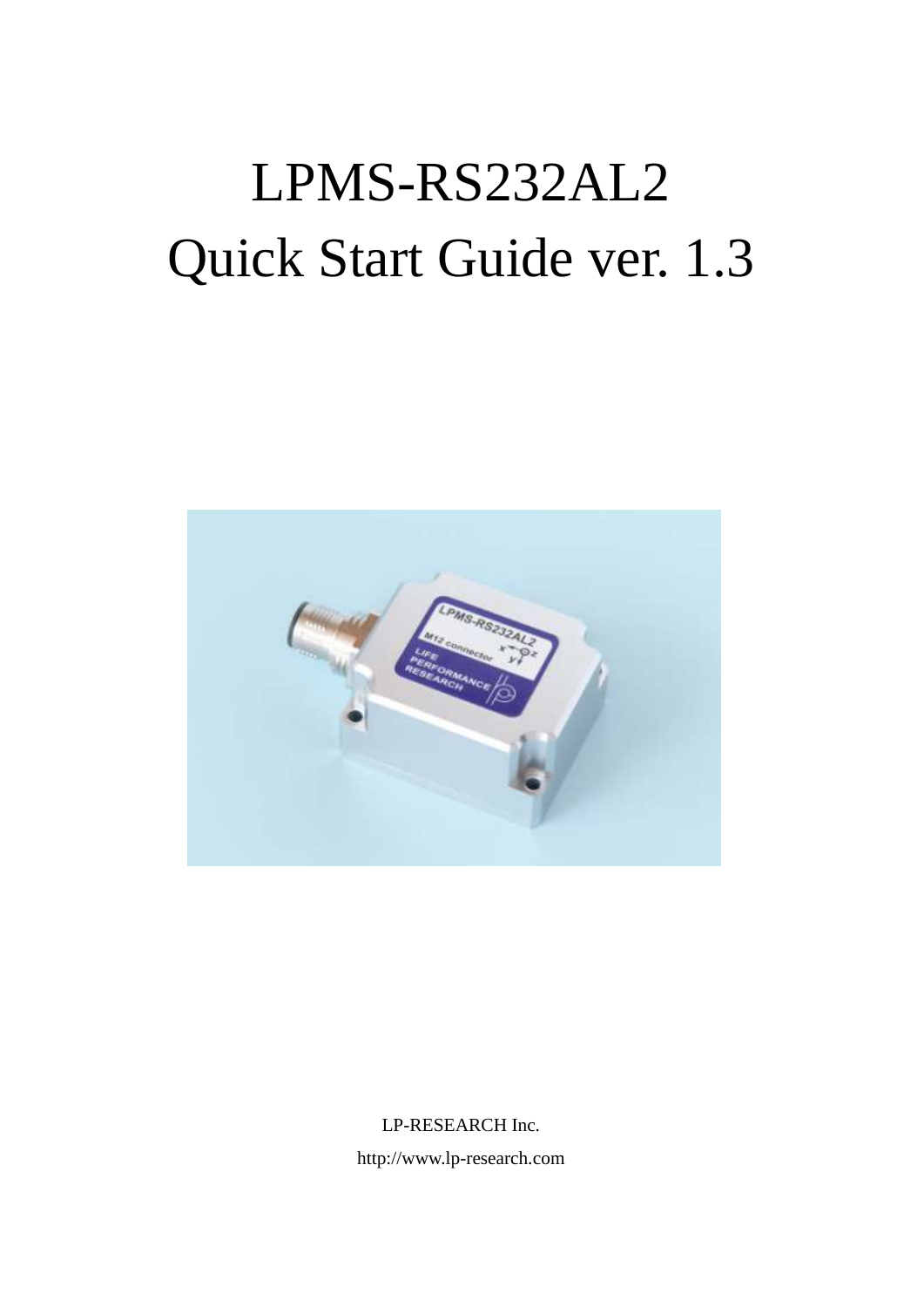# LPMS-RS232AL2
# Quick Start Guide ver. 1.3

LP-RESEARCH Inc.

http://www.lp-research.com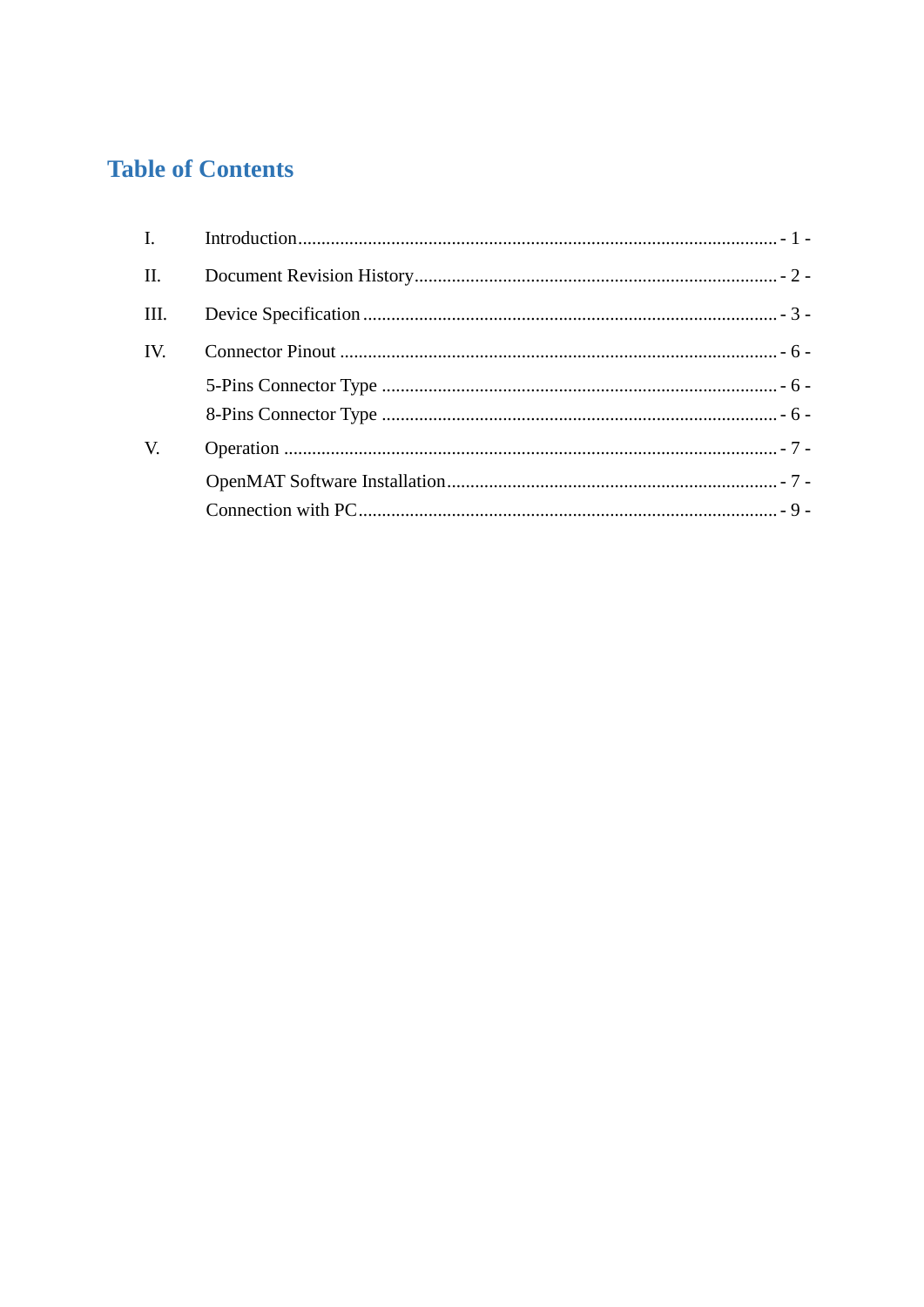# Table of Contents

I. Introduction ........................................................................................ - 1 -

II. Document Revision History ................................................................ - 2 -

III. Device Specification ........................................................................ - 3 -

IV. Connector Pinout ............................................................................ - 6 -

- 5-Pins Connector Type ........................................................................ - 6 -
- 8-Pins Connector Type ........................................................................ - 6 -

V. Operation ........................................................................................... - 7 -

- OpenMAT Software Installation ........................................................... - 7 -
- Connection with PC ............................................................................. - 9 -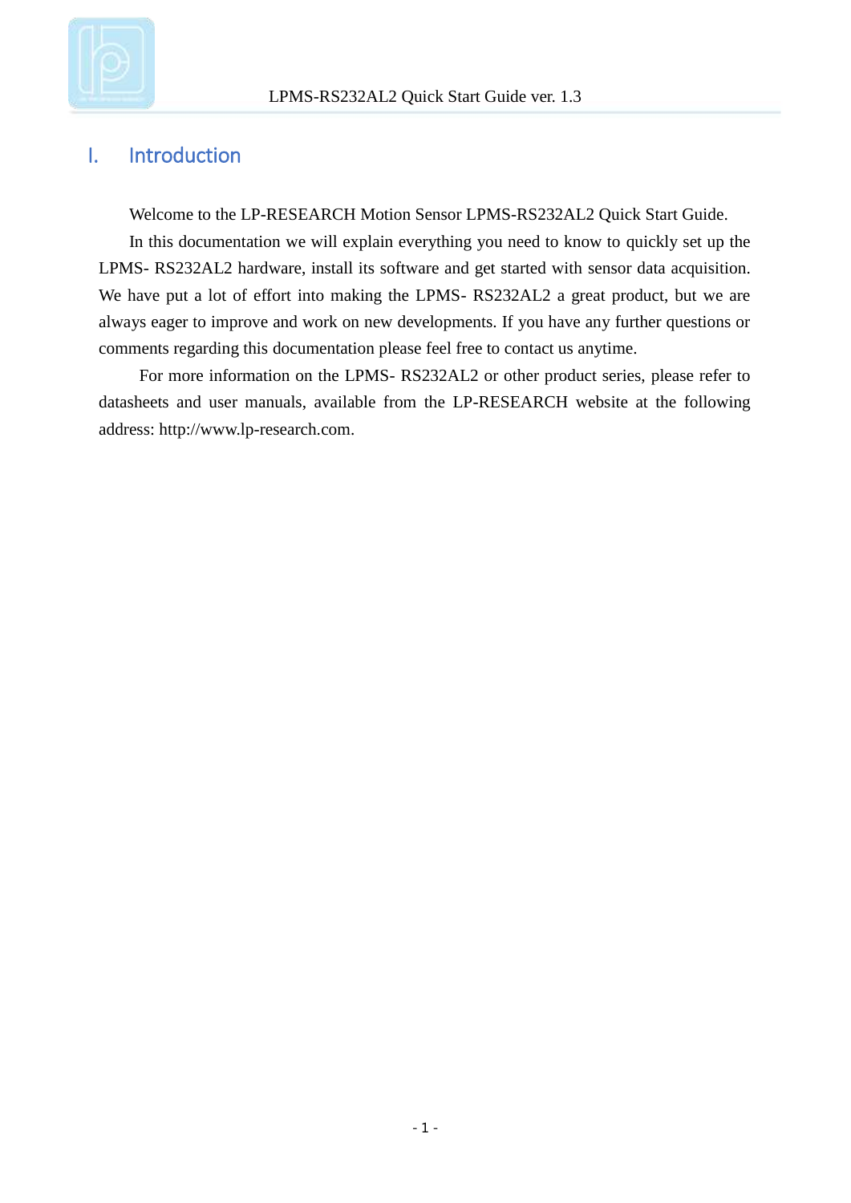# I. Introduction

Welcome to the LP-RESEARCH Motion Sensor LPMS-RS232AL2 Quick Start Guide.

In this documentation we will explain everything you need to know to quickly set up the LPMS- RS232AL2 hardware, install its software and get started with sensor data acquisition. We have put a lot of effort into making the LPMS- RS232AL2 a great product, but we are always eager to improve and work on new developments. If you have any further questions or comments regarding this documentation please feel free to contact us anytime.

For more information on the LPMS- RS232AL2 or other product series, please refer to datasheets and user manuals, available from the LP-RESEARCH website at the following address: http://www.lp-research.com.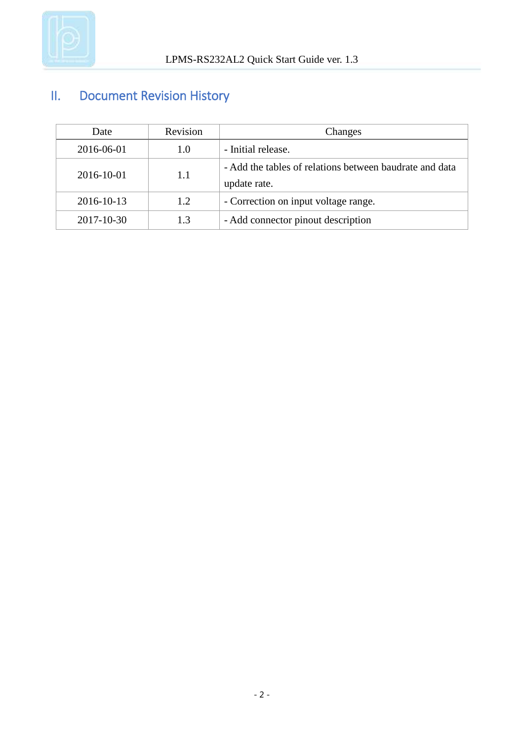## II. Document Revision History

| Date | Revision | Changes |
|---|---|---|
| 2016-06-01 | 1.0 | - Initial release. |
| 2016-10-01 | 1.1 | - Add the tables of relations between baudrate and data update rate. |
| 2016-10-13 | 1.2 | - Correction on input voltage range. |
| 2017-10-30 | 1.3 | - Add connector pinout description |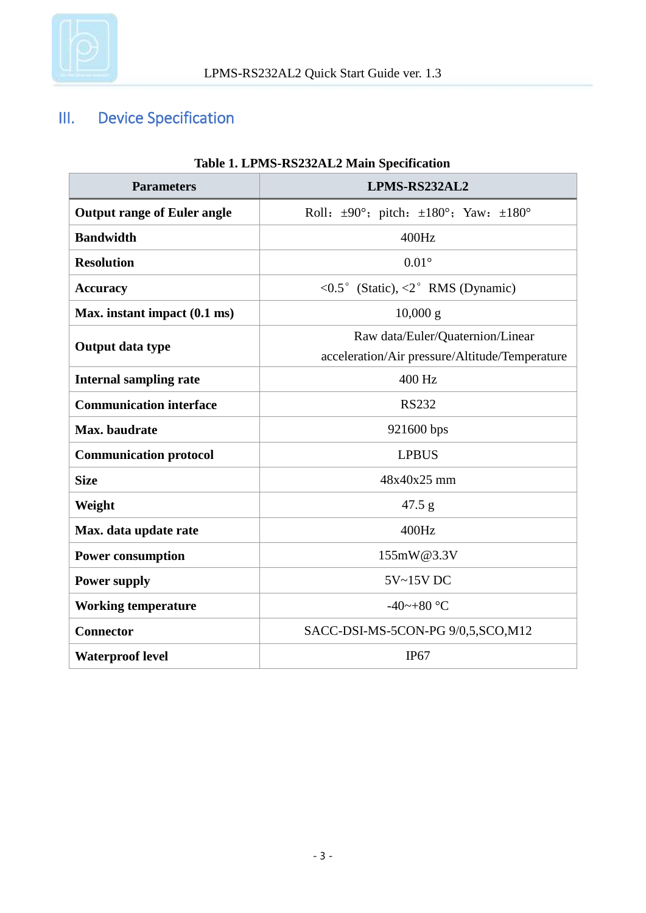## III. Device Specification

**Table 1. LPMS-RS232AL2 Main Specification**

| Parameters | LPMS-RS232AL2 |
|---|---|
| **Output range of Euler angle** | Roll：±90°；pitch：±180°；Yaw：±180° |
| **Bandwidth** | 400Hz |
| **Resolution** | 0.01° |
| **Accuracy** | <0.5° (Static), <2° RMS (Dynamic) |
| **Max. instant impact (0.1 ms)** | 10,000 g |
| **Output data type** | Raw data/Euler/Quaternion/Linear acceleration/Air pressure/Altitude/Temperature |
| **Internal sampling rate** | 400 Hz |
| **Communication interface** | RS232 |
| **Max. baudrate** | 921600 bps |
| **Communication protocol** | LPBUS |
| **Size** | 48x40x25 mm |
| **Weight** | 47.5 g |
| **Max. data update rate** | 400Hz |
| **Power consumption** | 155mW@3.3V |
| **Power supply** | 5V~15V DC |
| **Working temperature** | -40~+80 °C |
| **Connector** | SACC-DSI-MS-5CON-PG 9/0,5,SCO,M12 |
| **Waterproof level** | IP67 |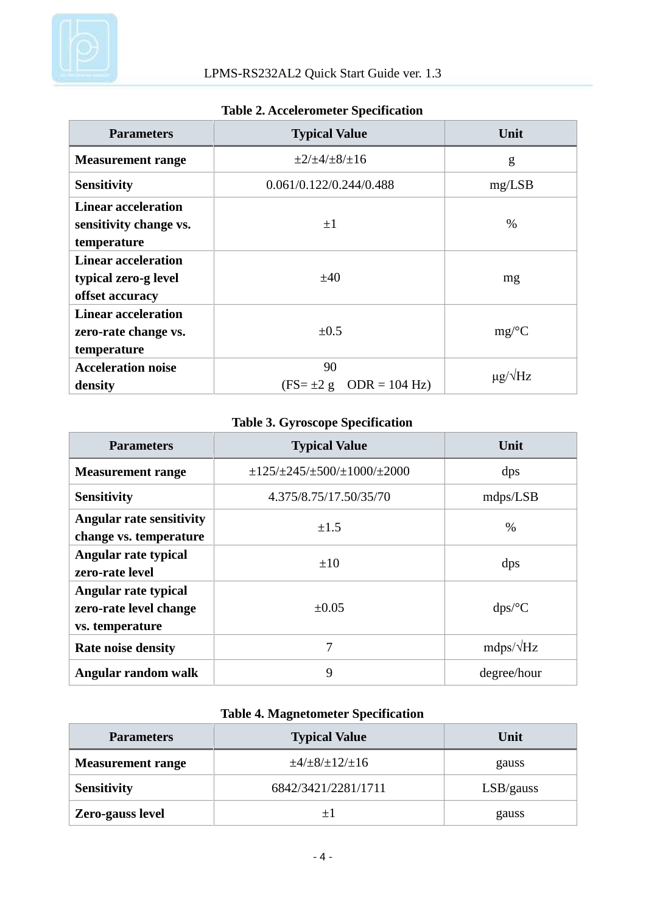**Table 2. Accelerometer Specification**

| Parameters | Typical Value | Unit |
|---|---|---|
| **Measurement range** | ±2/±4/±8/±16 | g |
| **Sensitivity** | 0.061/0.122/0.244/0.488 | mg/LSB |
| **Linear acceleration sensitivity change vs. temperature** | ±1 | % |
| **Linear acceleration typical zero-g level offset accuracy** | ±40 | mg |
| **Linear acceleration zero-rate change vs. temperature** | ±0.5 | mg/°C |
| **Acceleration noise density** | 90 (FS= ±2 g ODR = 104 Hz) | μg/√Hz |

**Table 3. Gyroscope Specification**

| Parameters | Typical Value | Unit |
|---|---|---|
| **Measurement range** | ±125/±245/±500/±1000/±2000 | dps |
| **Sensitivity** | 4.375/8.75/17.50/35/70 | mdps/LSB |
| **Angular rate sensitivity change vs. temperature** | ±1.5 | % |
| **Angular rate typical zero-rate level** | ±10 | dps |
| **Angular rate typical zero-rate level change vs. temperature** | ±0.05 | dps/°C |
| **Rate noise density** | 7 | mdps/√Hz |
| **Angular random walk** | 9 | degree/hour |

**Table 4. Magnetometer Specification**

| Parameters | Typical Value | Unit |
|---|---|---|
| **Measurement range** | ±4/±8/±12/±16 | gauss |
| **Sensitivity** | 6842/3421/2281/1711 | LSB/gauss |
| **Zero-gauss level** | ±1 | gauss |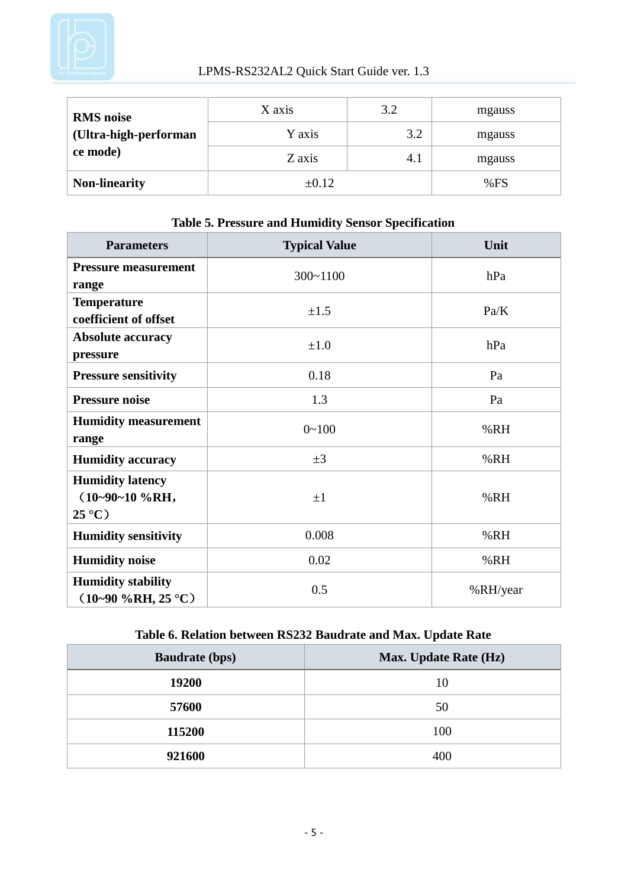| **RMS noise (Ultra-high-performance mode)** | X axis | 3.2 | mgauss |
|---|---|---|---|
| | Y axis | 3.2 | mgauss |
| | Z axis | 4.1 | mgauss |
| **Non-linearity** | ±0.12 | | %FS |

**Table 5. Pressure and Humidity Sensor Specification**

| Parameters | Typical Value | Unit |
|---|---|---|
| **Pressure measurement range** | 300~1100 | hPa |
| **Temperature coefficient of offset** | ±1.5 | Pa/K |
| **Absolute accuracy pressure** | ±1.0 | hPa |
| **Pressure sensitivity** | 0.18 | Pa |
| **Pressure noise** | 1.3 | Pa |
| **Humidity measurement range** | 0~100 | %RH |
| **Humidity accuracy** | ±3 | %RH |
| **Humidity latency （10~90~10 %RH，25 °C）** | ±1 | %RH |
| **Humidity sensitivity** | 0.008 | %RH |
| **Humidity noise** | 0.02 | %RH |
| **Humidity stability （10~90 %RH, 25 °C）** | 0.5 | %RH/year |

**Table 6. Relation between RS232 Baudrate and Max. Update Rate**

| Baudrate (bps) | Max. Update Rate (Hz) |
|---|---|
| **19200** | 10 |
| **57600** | 50 |
| **115200** | 100 |
| **921600** | 400 |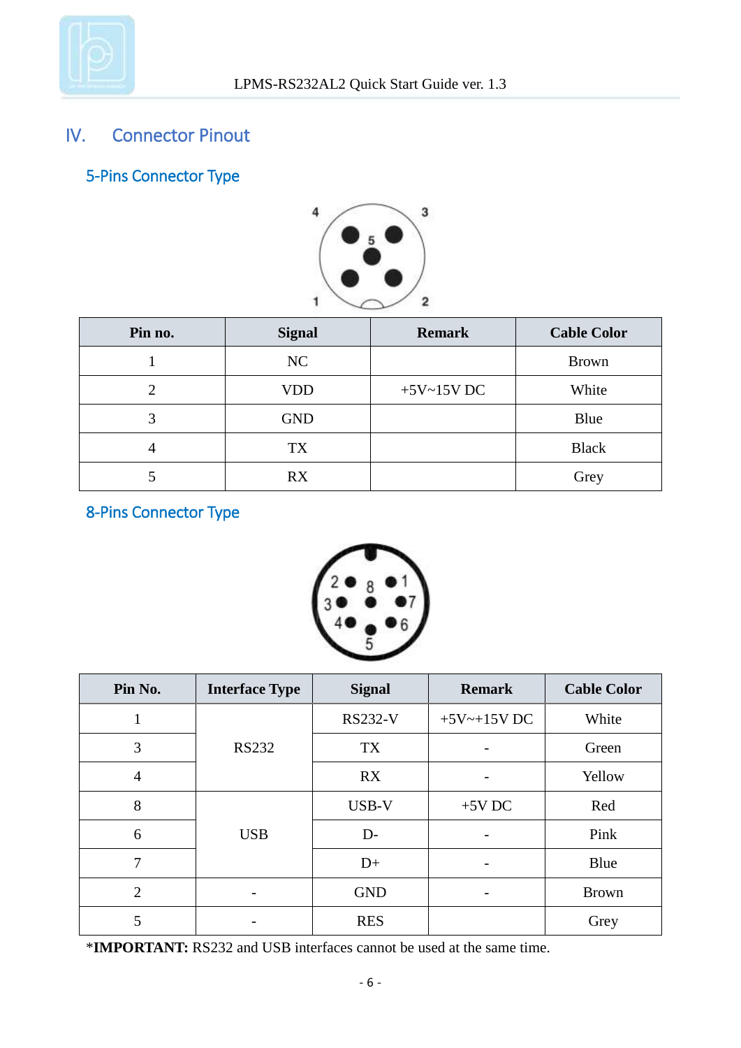## IV. Connector Pinout

### 5-Pins Connector Type

| Pin no. | Signal | Remark | Cable Color |
|---|---|---|---|
| 1 | NC | | Brown |
| 2 | VDD | +5V~15V DC | White |
| 3 | GND | | Blue |
| 4 | TX | | Black |
| 5 | RX | | Grey |

### 8-Pins Connector Type

| Pin No. | Interface Type | Signal | Remark | Cable Color |
|---|---|---|---|---|
| 1 | RS232 | RS232-V | +5V~+15V DC | White |
| 3 | | TX | - | Green |
| 4 | | RX | - | Yellow |
| 8 | USB | USB-V | +5V DC | Red |
| 6 | | D- | - | Pink |
| 7 | | D+ | - | Blue |
| 2 | - | GND | - | Brown |
| 5 | - | RES | | Grey |

***IMPORTANT:** RS232 and USB interfaces cannot be used at the same time.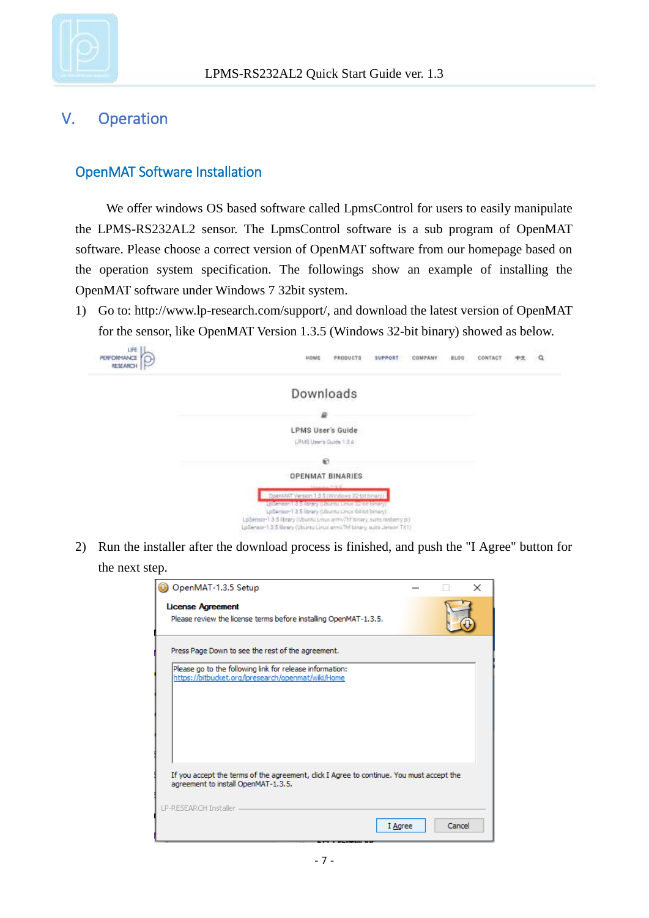# V. Operation

## OpenMAT Software Installation

We offer windows OS based software called LpmsControl for users to easily manipulate the LPMS-RS232AL2 sensor. The LpmsControl software is a sub program of OpenMAT software. Please choose a correct version of OpenMAT software from our homepage based on the operation system specification. The followings show an example of installing the OpenMAT software under Windows 7 32bit system.

1) Go to: http://www.lp-research.com/support/, and download the latest version of OpenMAT for the sensor, like OpenMAT Version 1.3.5 (Windows 32-bit binary) showed as below.

2) Run the installer after the download process is finished, and push the "I Agree" button for the next step.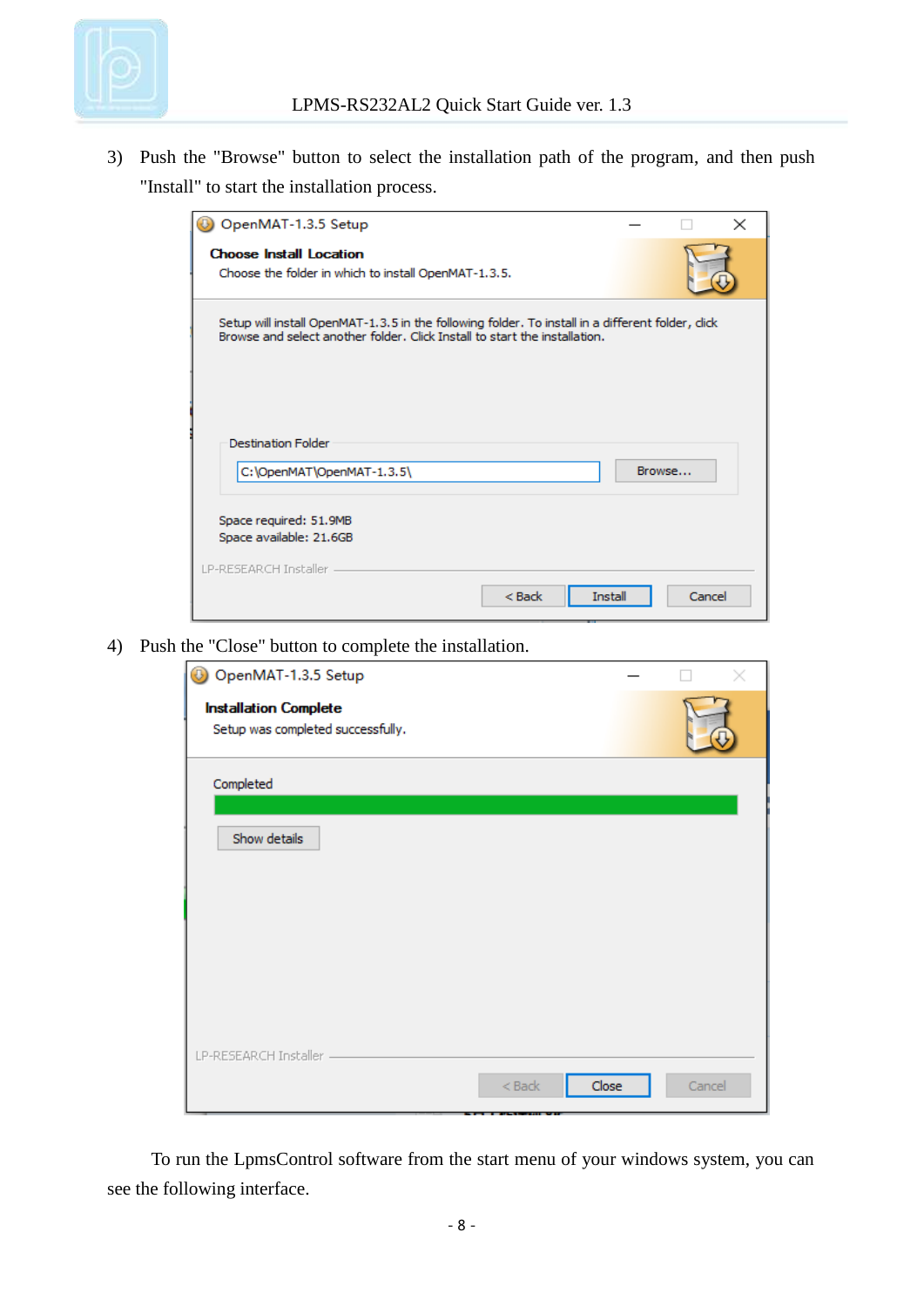3) Push the "Browse" button to select the installation path of the program, and then push "Install" to start the installation process.

4) Push the "Close" button to complete the installation.

To run the LpmsControl software from the start menu of your windows system, you can see the following interface.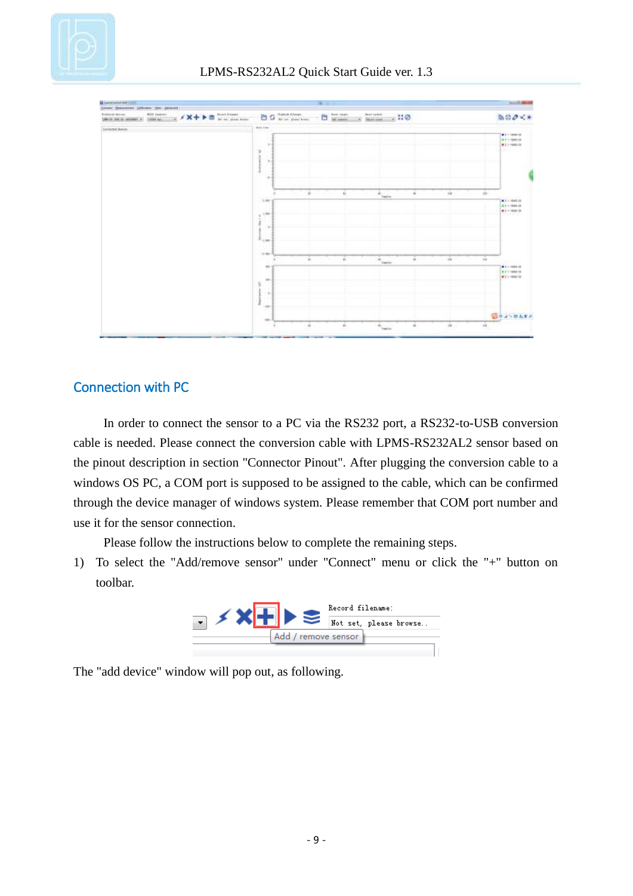## Connection with PC

In order to connect the sensor to a PC via the RS232 port, a RS232-to-USB conversion cable is needed. Please connect the conversion cable with LPMS-RS232AL2 sensor based on the pinout description in section "Connector Pinout". After plugging the conversion cable to a windows OS PC, a COM port is supposed to be assigned to the cable, which can be confirmed through the device manager of windows system. Please remember that COM port number and use it for the sensor connection.

Please follow the instructions below to complete the remaining steps.

1) To select the "Add/remove sensor" under "Connect" menu or click the "+" button on toolbar.

The "add device" window will pop out, as following.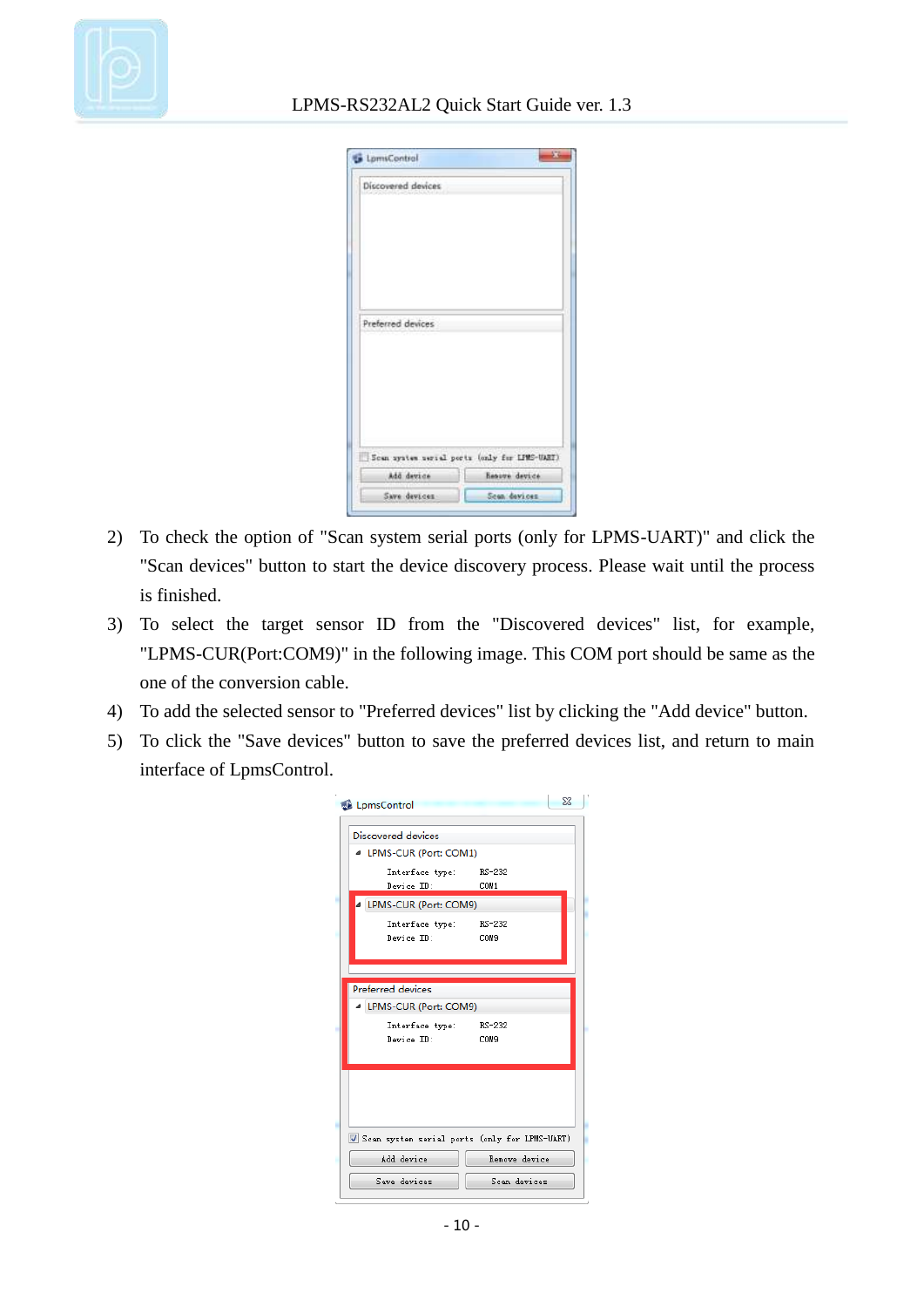2) To check the option of "Scan system serial ports (only for LPMS-UART)" and click the "Scan devices" button to start the device discovery process. Please wait until the process is finished.
3) To select the target sensor ID from the "Discovered devices" list, for example, "LPMS-CUR(Port:COM9)" in the following image. This COM port should be same as the one of the conversion cable.
4) To add the selected sensor to "Preferred devices" list by clicking the "Add device" button.
5) To click the "Save devices" button to save the preferred devices list, and return to main interface of LpmsControl.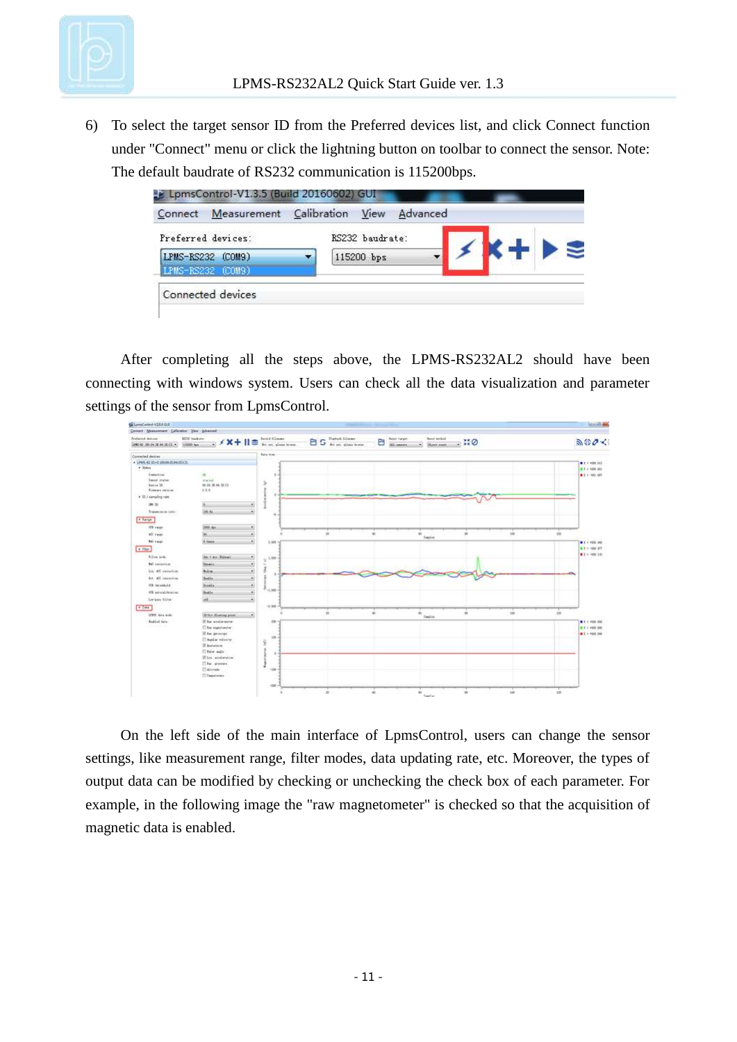6) To select the target sensor ID from the Preferred devices list, and click Connect function under "Connect" menu or click the lightning button on toolbar to connect the sensor. Note: The default baudrate of RS232 communication is 115200bps.

After completing all the steps above, the LPMS-RS232AL2 should have been connecting with windows system. Users can check all the data visualization and parameter settings of the sensor from LpmsControl.

On the left side of the main interface of LpmsControl, users can change the sensor settings, like measurement range, filter modes, data updating rate, etc. Moreover, the types of output data can be modified by checking or unchecking the check box of each parameter. For example, in the following image the "raw magnetometer" is checked so that the acquisition of magnetic data is enabled.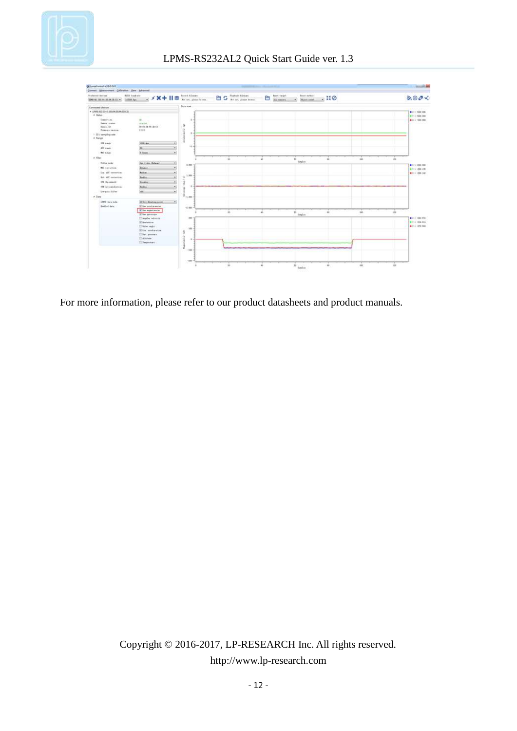For more information, please refer to our product datasheets and product manuals.

Copyright © 2016-2017, LP-RESEARCH Inc. All rights reserved.
http://www.lp-research.com